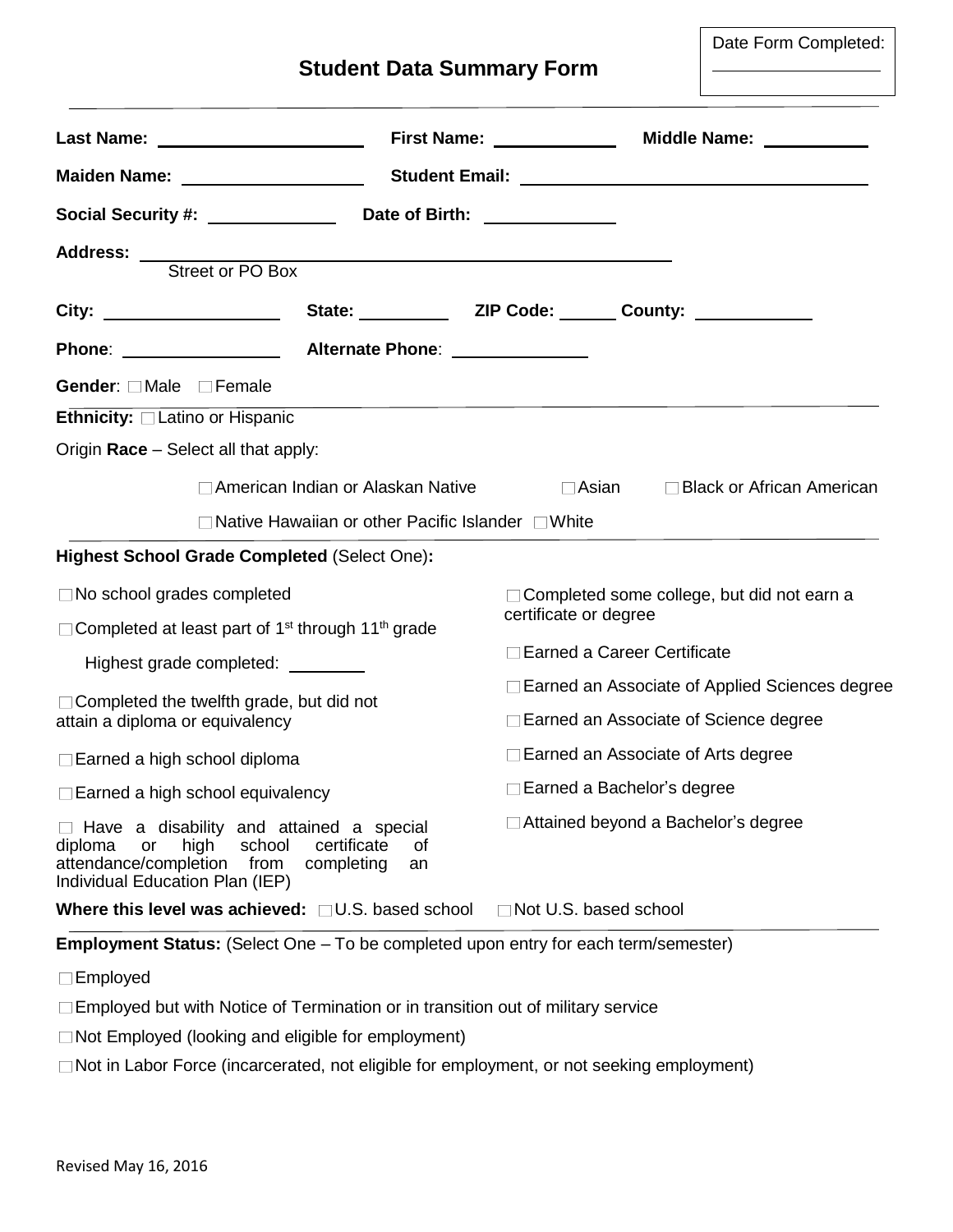Date Form Completed: ____________

# Student Data Summary Form

**Last Name:** ____________ **First Name:** ____________ **Middle Name:** ____________

**Maiden Name:** ____________ **Student Email:** ____________

**Social Security #:** ____________ **Date of Birth:** ____________

**Address:** ____________
Street or PO Box

**City:** ____________ **State:** ________ **ZIP Code:** ______ **County:** ____________

**Phone**: ____________ **Alternate Phone**: ____________

**Gender**: ☐ Male ☐ Female

**Ethnicity:** ☐ Latino or Hispanic

Origin **Race** – Select all that apply:

☐ American Indian or Alaskan Native ☐ Asian ☐ Black or African American

☐ Native Hawaiian or other Pacific Islander ☐ White

**Highest School Grade Completed** (Select One)**:**

☐ No school grades completed

☐ Completed at least part of 1st through 11th grade

Highest grade completed: ________

☐ Completed the twelfth grade, but did not attain a diploma or equivalency

☐ Earned a high school diploma

☐ Earned a high school equivalency

☐ Have a disability and attained a special diploma or high school certificate of attendance/completion from completing an Individual Education Plan (IEP)

☐ Completed some college, but did not earn a certificate or degree

☐ Earned a Career Certificate

☐ Earned an Associate of Applied Sciences degree

☐ Earned an Associate of Science degree

☐ Earned an Associate of Arts degree

☐ Earned a Bachelor's degree

☐ Attained beyond a Bachelor's degree

**Where this level was achieved:** ☐ U.S. based school ☐ Not U.S. based school

**Employment Status:** (Select One – To be completed upon entry for each term/semester)

☐ Employed

☐ Employed but with Notice of Termination or in transition out of military service

☐ Not Employed (looking and eligible for employment)

☐ Not in Labor Force (incarcerated, not eligible for employment, or not seeking employment)

Revised May 16, 2016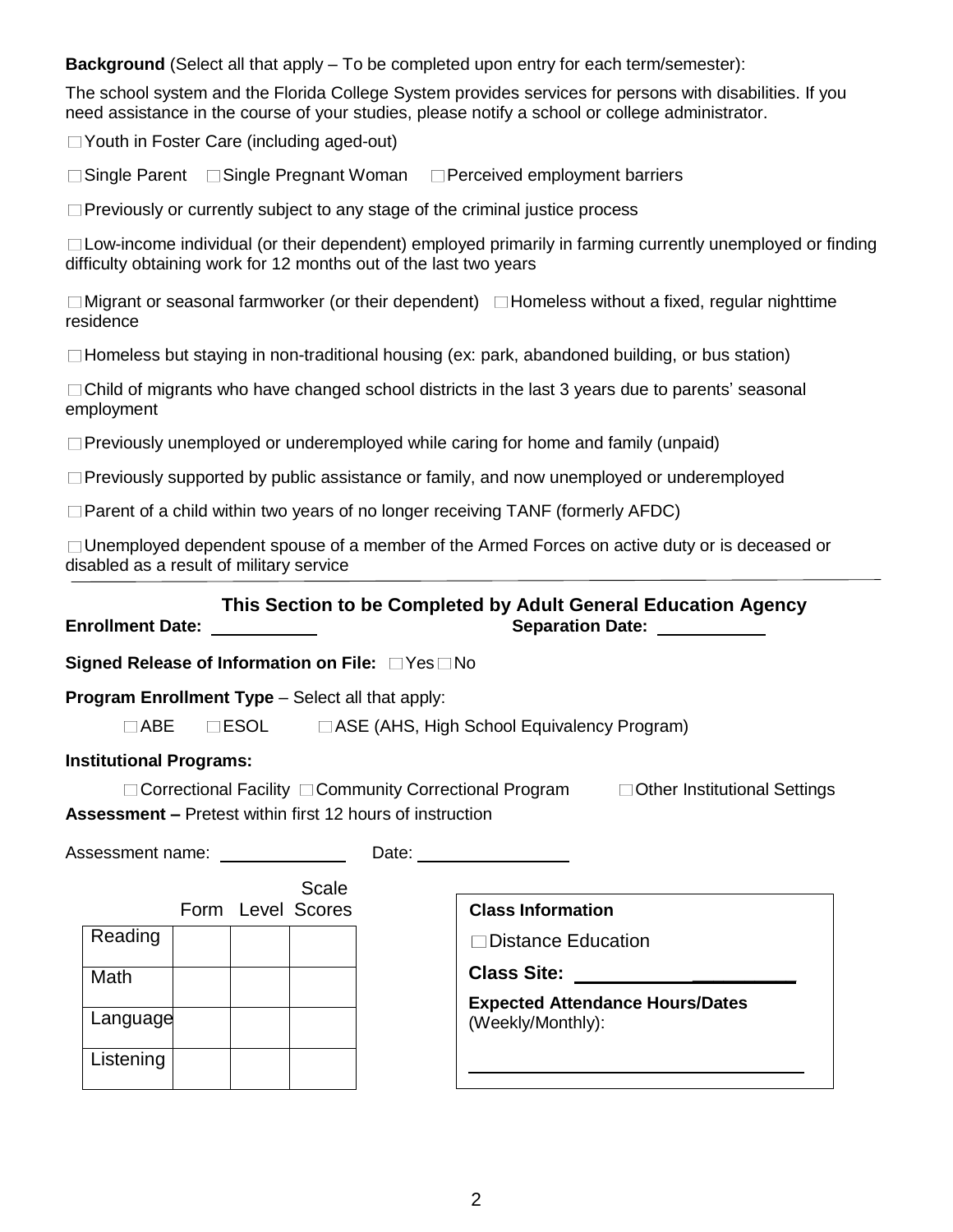**Background** (Select all that apply – To be completed upon entry for each term/semester):

The school system and the Florida College System provides services for persons with disabilities. If you need assistance in the course of your studies, please notify a school or college administrator.

☐ Youth in Foster Care (including aged-out)

☐ Single Parent ☐ Single Pregnant Woman ☐ Perceived employment barriers

☐ Previously or currently subject to any stage of the criminal justice process

☐ Low-income individual (or their dependent) employed primarily in farming currently unemployed or finding difficulty obtaining work for 12 months out of the last two years

☐ Migrant or seasonal farmworker (or their dependent) ☐ Homeless without a fixed, regular nighttime residence

☐ Homeless but staying in non-traditional housing (ex: park, abandoned building, or bus station)

☐ Child of migrants who have changed school districts in the last 3 years due to parents' seasonal employment

☐ Previously unemployed or underemployed while caring for home and family (unpaid)

☐ Previously supported by public assistance or family, and now unemployed or underemployed

☐ Parent of a child within two years of no longer receiving TANF (formerly AFDC)

☐ Unemployed dependent spouse of a member of the Armed Forces on active duty or is deceased or disabled as a result of military service

---

## This Section to be Completed by Adult General Education Agency

**Enrollment Date:** ___________ **Separation Date:** ___________

**Signed Release of Information on File:** ☐ Yes ☐ No

**Program Enrollment Type** – Select all that apply:

☐ ABE ☐ ESOL ☐ ASE (AHS, High School Equivalency Program)

**Institutional Programs:**

☐ Correctional Facility ☐ Community Correctional Program ☐ Other Institutional Settings

**Assessment –** Pretest within first 12 hours of instruction

Assessment name: ______________ Date: _________________

| | Form | Level | Scale Scores |
|---|---|---|---|
| Reading | | | |
| Math | | | |
| Language | | | |
| Listening | | | |

**Class Information**

☐ Distance Education

**Class Site:** ______________________

**Expected Attendance Hours/Dates** (Weekly/Monthly):

___________________________________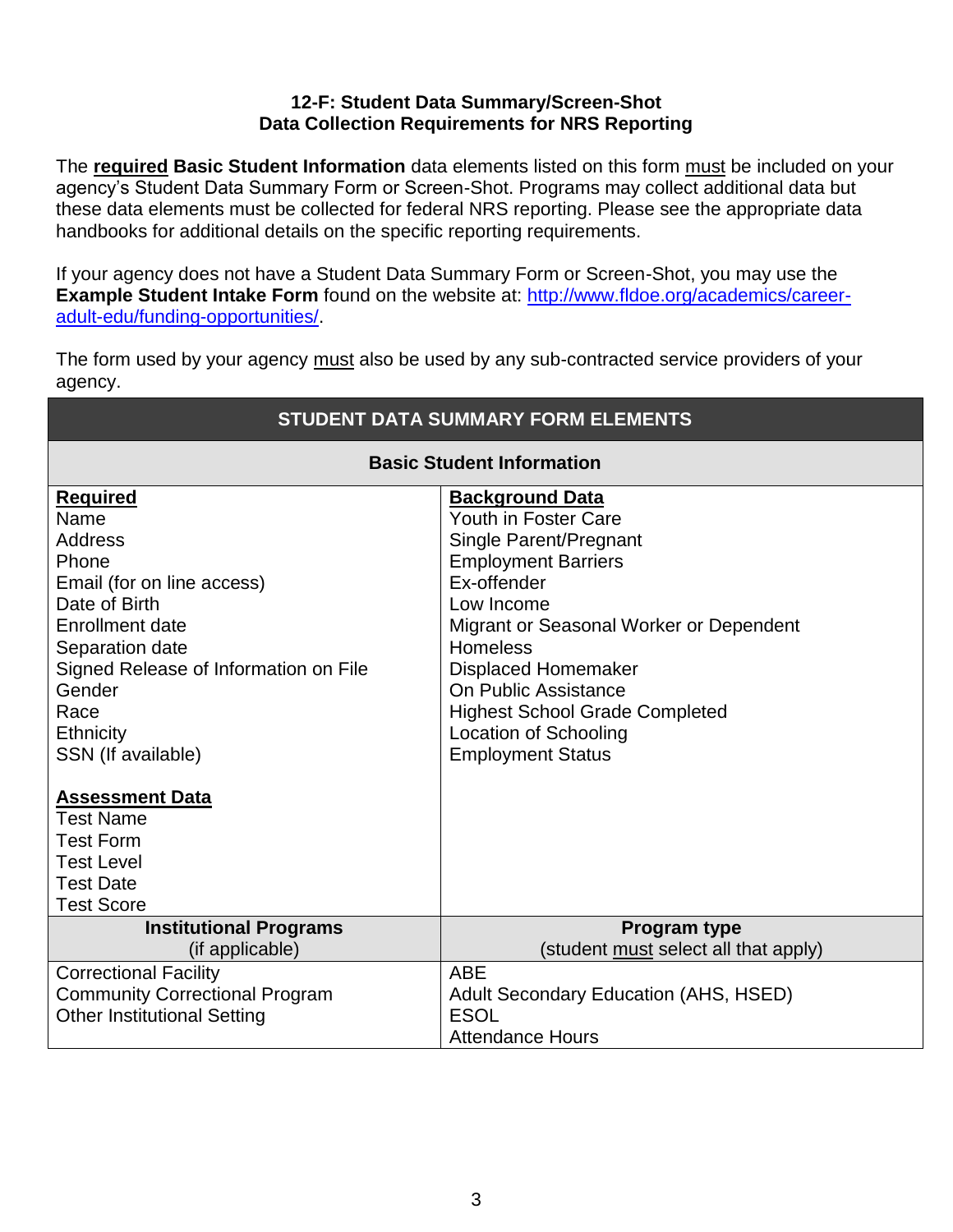**12-F: Student Data Summary/Screen-Shot**
**Data Collection Requirements for NRS Reporting**

The **required** **Basic Student Information** data elements listed on this form must be included on your agency's Student Data Summary Form or Screen-Shot. Programs may collect additional data but these data elements must be collected for federal NRS reporting. Please see the appropriate data handbooks for additional details on the specific reporting requirements.

If your agency does not have a Student Data Summary Form or Screen-Shot, you may use the **Example Student Intake Form** found on the website at: http://www.fldoe.org/academics/career-adult-edu/funding-opportunities/.

The form used by your agency must also be used by any sub-contracted service providers of your agency.

| STUDENT DATA SUMMARY FORM ELEMENTS | |
|---|---|
| **Basic Student Information** | |
| **Required**<br>Name<br>Address<br>Phone<br>Email (for on line access)<br>Date of Birth<br>Enrollment date<br>Separation date<br>Signed Release of Information on File<br>Gender<br>Race<br>Ethnicity<br>SSN (If available)<br><br>**Assessment Data**<br>Test Name<br>Test Form<br>Test Level<br>Test Date<br>Test Score | **Background Data**<br>Youth in Foster Care<br>Single Parent/Pregnant<br>Employment Barriers<br>Ex-offender<br>Low Income<br>Migrant or Seasonal Worker or Dependent<br>Homeless<br>Displaced Homemaker<br>On Public Assistance<br>Highest School Grade Completed<br>Location of Schooling<br>Employment Status |
| **Institutional Programs**<br>(if applicable) | **Program type**<br>(student must select all that apply) |
| Correctional Facility<br>Community Correctional Program<br>Other Institutional Setting | ABE<br>Adult Secondary Education (AHS, HSED)<br>ESOL<br>Attendance Hours |